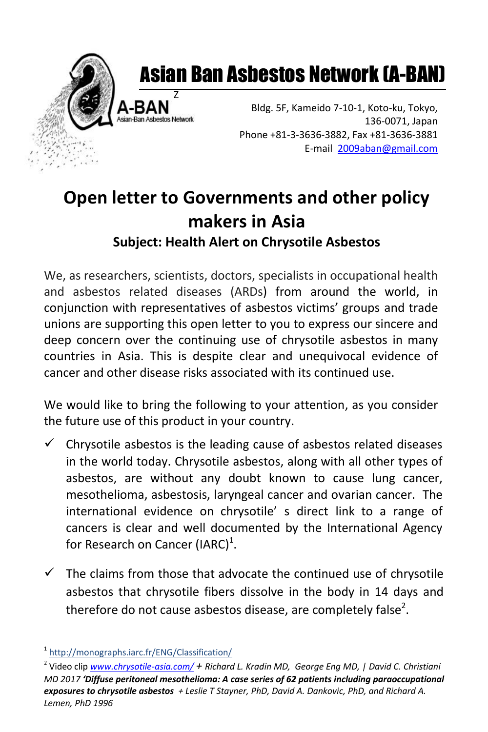# Asian Ban Asbestos Network (A-BAN)

A-BAN
Asian-Ban Asbestos Network

Bldg. 5F, Kameido 7-10-1, Koto-ku, Tokyo,
136-0071, Japan
Phone +81-3-3636-3882, Fax +81-3636-3881
E-mail 2009aban@gmail.com

## Open letter to Governments and other policy makers in Asia

### Subject: Health Alert on Chrysotile Asbestos

We, as researchers, scientists, doctors, specialists in occupational health and asbestos related diseases (ARDs) from around the world, in conjunction with representatives of asbestos victims' groups and trade unions are supporting this open letter to you to express our sincere and deep concern over the continuing use of chrysotile asbestos in many countries in Asia. This is despite clear and unequivocal evidence of cancer and other disease risks associated with its continued use.

We would like to bring the following to your attention, as you consider the future use of this product in your country.

- ✓ Chrysotile asbestos is the leading cause of asbestos related diseases in the world today. Chrysotile asbestos, along with all other types of asbestos, are without any doubt known to cause lung cancer, mesothelioma, asbestosis, laryngeal cancer and ovarian cancer. The international evidence on chrysotile' s direct link to a range of cancers is clear and well documented by the International Agency for Research on Cancer (IARC)[1].

- ✓ The claims from those that advocate the continued use of chrysotile asbestos that chrysotile fibers dissolve in the body in 14 days and therefore do not cause asbestos disease, are completely false[2].

---

[1] http://monographs.iarc.fr/ENG/Classification/

[2] Video clip *www.chrysotile-asia.com/* + *Richard L. Kradin MD, George Eng MD, | David C. Christiani MD 2017* ***'Diffuse peritoneal mesothelioma: A case series of 62 patients including paraoccupational exposures to chrysotile asbestos*** *+ Leslie T Stayner, PhD, David A. Dankovic, PhD, and Richard A. Lemen, PhD 1996*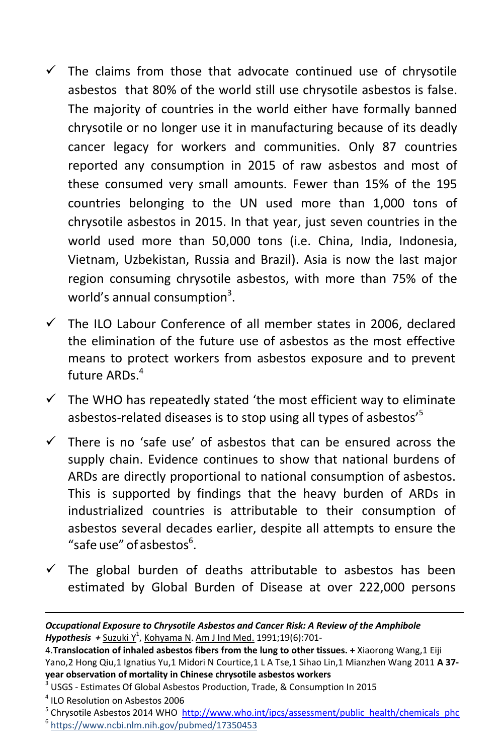- ✓ The claims from those that advocate continued use of chrysotile asbestos that 80% of the world still use chrysotile asbestos is false. The majority of countries in the world either have formally banned chrysotile or no longer use it in manufacturing because of its deadly cancer legacy for workers and communities. Only 87 countries reported any consumption in 2015 of raw asbestos and most of these consumed very small amounts. Fewer than 15% of the 195 countries belonging to the UN used more than 1,000 tons of chrysotile asbestos in 2015. In that year, just seven countries in the world used more than 50,000 tons (i.e. China, India, Indonesia, Vietnam, Uzbekistan, Russia and Brazil). Asia is now the last major region consuming chrysotile asbestos, with more than 75% of the world's annual consumption[3].

- ✓ The ILO Labour Conference of all member states in 2006, declared the elimination of the future use of asbestos as the most effective means to protect workers from asbestos exposure and to prevent future ARDs.[4]

- ✓ The WHO has repeatedly stated 'the most efficient way to eliminate asbestos-related diseases is to stop using all types of asbestos'[5]

- ✓ There is no 'safe use' of asbestos that can be ensured across the supply chain. Evidence continues to show that national burdens of ARDs are directly proportional to national consumption of asbestos. This is supported by findings that the heavy burden of ARDs in industrialized countries is attributable to their consumption of asbestos several decades earlier, despite all attempts to ensure the "safe use" of asbestos[6].

- ✓ The global burden of deaths attributable to asbestos has been estimated by Global Burden of Disease at over 222,000 persons

---

***Occupational Exposure to Chrysotile Asbestos and Cancer Risk: A Review of the Amphibole Hypothesis* +** Suzuki Y[1], Kohyama N. Am J Ind Med. 1991;19(6):701-

4.**Translocation of inhaled asbestos fibers from the lung to other tissues. +** Xiaorong Wang,1 Eiji Yano,2 Hong Qiu,1 Ignatius Yu,1 Midori N Courtice,1 L A Tse,1 Sihao Lin,1 Mianzhen Wang 2011 **A 37-year observation of mortality in Chinese chrysotile asbestos workers**

[3] USGS - Estimates Of Global Asbestos Production, Trade, & Consumption In 2015

[4] ILO Resolution on Asbestos 2006

[5] Chrysotile Asbestos 2014 WHO http://www.who.int/ipcs/assessment/public_health/chemicals_phc

[6] https://www.ncbi.nlm.nih.gov/pubmed/17350453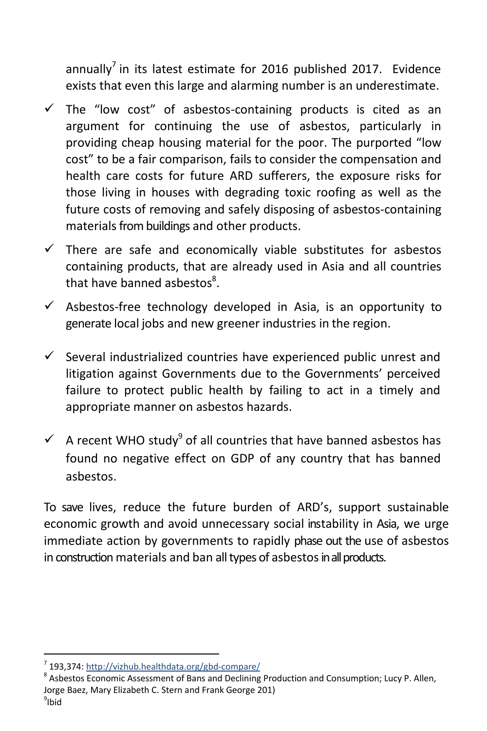annually[7] in its latest estimate for 2016 published 2017. Evidence exists that even this large and alarming number is an underestimate.

- ✓ The "low cost" of asbestos-containing products is cited as an argument for continuing the use of asbestos, particularly in providing cheap housing material for the poor. The purported "low cost" to be a fair comparison, fails to consider the compensation and health care costs for future ARD sufferers, the exposure risks for those living in houses with degrading toxic roofing as well as the future costs of removing and safely disposing of asbestos-containing materials from buildings and other products.
- ✓ There are safe and economically viable substitutes for asbestos containing products, that are already used in Asia and all countries that have banned asbestos[8].
- ✓ Asbestos-free technology developed in Asia, is an opportunity to generate local jobs and new greener industries in the region.
- ✓ Several industrialized countries have experienced public unrest and litigation against Governments due to the Governments' perceived failure to protect public health by failing to act in a timely and appropriate manner on asbestos hazards.
- ✓ A recent WHO study[9] of all countries that have banned asbestos has found no negative effect on GDP of any country that has banned asbestos.

To save lives, reduce the future burden of ARD's, support sustainable economic growth and avoid unnecessary social instability in Asia, we urge immediate action by governments to rapidly phase out the use of asbestos in construction materials and ban all types of asbestos in all products.

---

[7] 193,374: http://vizhub.healthdata.org/gbd-compare/

[8] Asbestos Economic Assessment of Bans and Declining Production and Consumption; Lucy P. Allen, Jorge Baez, Mary Elizabeth C. Stern and Frank George 201)

[9] Ibid